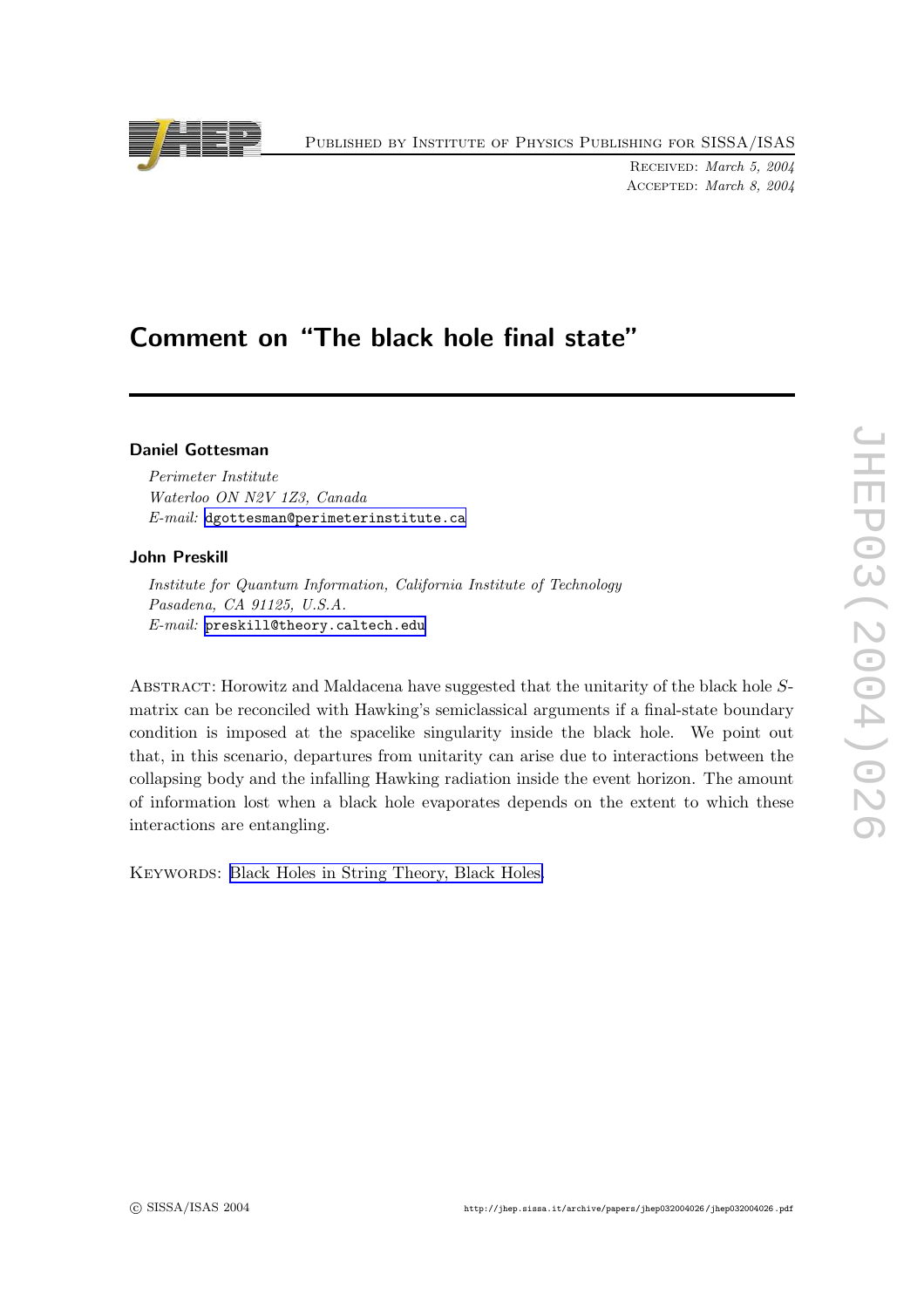Published by Institute of Physics Publishing for SISSA/ISAS

Received: *March 5, 2004*
Accepted: *March 8, 2004*

# Comment on "The black hole final state"

**Daniel Gottesman**

*Perimeter Institute*
*Waterloo ON N2V 1Z3, Canada*
*E-mail:* dgottesman@perimeterinstitute.ca

**John Preskill**

*Institute for Quantum Information, California Institute of Technology*
*Pasadena, CA 91125, U.S.A.*
*E-mail:* preskill@theory.caltech.edu

Abstract: Horowitz and Maldacena have suggested that the unitarity of the black hole $S$-matrix can be reconciled with Hawking's semiclassical arguments if a final-state boundary condition is imposed at the spacelike singularity inside the black hole. We point out that, in this scenario, departures from unitarity can arise due to interactions between the collapsing body and the infalling Hawking radiation inside the event horizon. The amount of information lost when a black hole evaporates depends on the extent to which these interactions are entangling.

Keywords: Black Holes in String Theory, Black Holes.

© SISSA/ISAS 2004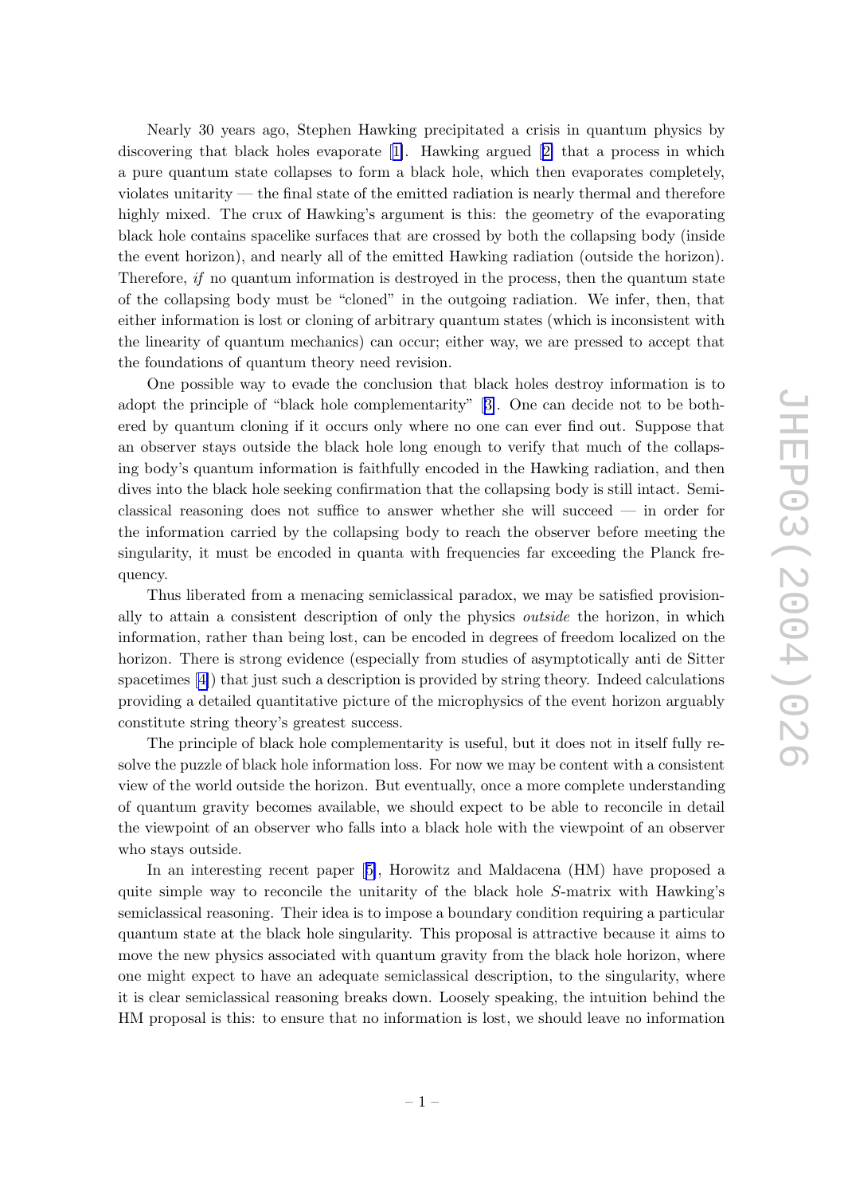Nearly 30 years ago, Stephen Hawking precipitated a crisis in quantum physics by discovering that black holes evaporate [1]. Hawking argued [2] that a process in which a pure quantum state collapses to form a black hole, which then evaporates completely, violates unitarity — the final state of the emitted radiation is nearly thermal and therefore highly mixed. The crux of Hawking's argument is this: the geometry of the evaporating black hole contains spacelike surfaces that are crossed by both the collapsing body (inside the event horizon), and nearly all of the emitted Hawking radiation (outside the horizon). Therefore, *if* no quantum information is destroyed in the process, then the quantum state of the collapsing body must be "cloned" in the outgoing radiation. We infer, then, that either information is lost or cloning of arbitrary quantum states (which is inconsistent with the linearity of quantum mechanics) can occur; either way, we are pressed to accept that the foundations of quantum theory need revision.

One possible way to evade the conclusion that black holes destroy information is to adopt the principle of "black hole complementarity" [3]. One can decide not to be bothered by quantum cloning if it occurs only where no one can ever find out. Suppose that an observer stays outside the black hole long enough to verify that much of the collapsing body's quantum information is faithfully encoded in the Hawking radiation, and then dives into the black hole seeking confirmation that the collapsing body is still intact. Semiclassical reasoning does not suffice to answer whether she will succeed — in order for the information carried by the collapsing body to reach the observer before meeting the singularity, it must be encoded in quanta with frequencies far exceeding the Planck frequency.

Thus liberated from a menacing semiclassical paradox, we may be satisfied provisionally to attain a consistent description of only the physics *outside* the horizon, in which information, rather than being lost, can be encoded in degrees of freedom localized on the horizon. There is strong evidence (especially from studies of asymptotically anti de Sitter spacetimes [4]) that just such a description is provided by string theory. Indeed calculations providing a detailed quantitative picture of the microphysics of the event horizon arguably constitute string theory's greatest success.

The principle of black hole complementarity is useful, but it does not in itself fully resolve the puzzle of black hole information loss. For now we may be content with a consistent view of the world outside the horizon. But eventually, once a more complete understanding of quantum gravity becomes available, we should expect to be able to reconcile in detail the viewpoint of an observer who falls into a black hole with the viewpoint of an observer who stays outside.

In an interesting recent paper [5], Horowitz and Maldacena (HM) have proposed a quite simple way to reconcile the unitarity of the black hole $S$-matrix with Hawking's semiclassical reasoning. Their idea is to impose a boundary condition requiring a particular quantum state at the black hole singularity. This proposal is attractive because it aims to move the new physics associated with quantum gravity from the black hole horizon, where one might expect to have an adequate semiclassical description, to the singularity, where it is clear semiclassical reasoning breaks down. Loosely speaking, the intuition behind the HM proposal is this: to ensure that no information is lost, we should leave no information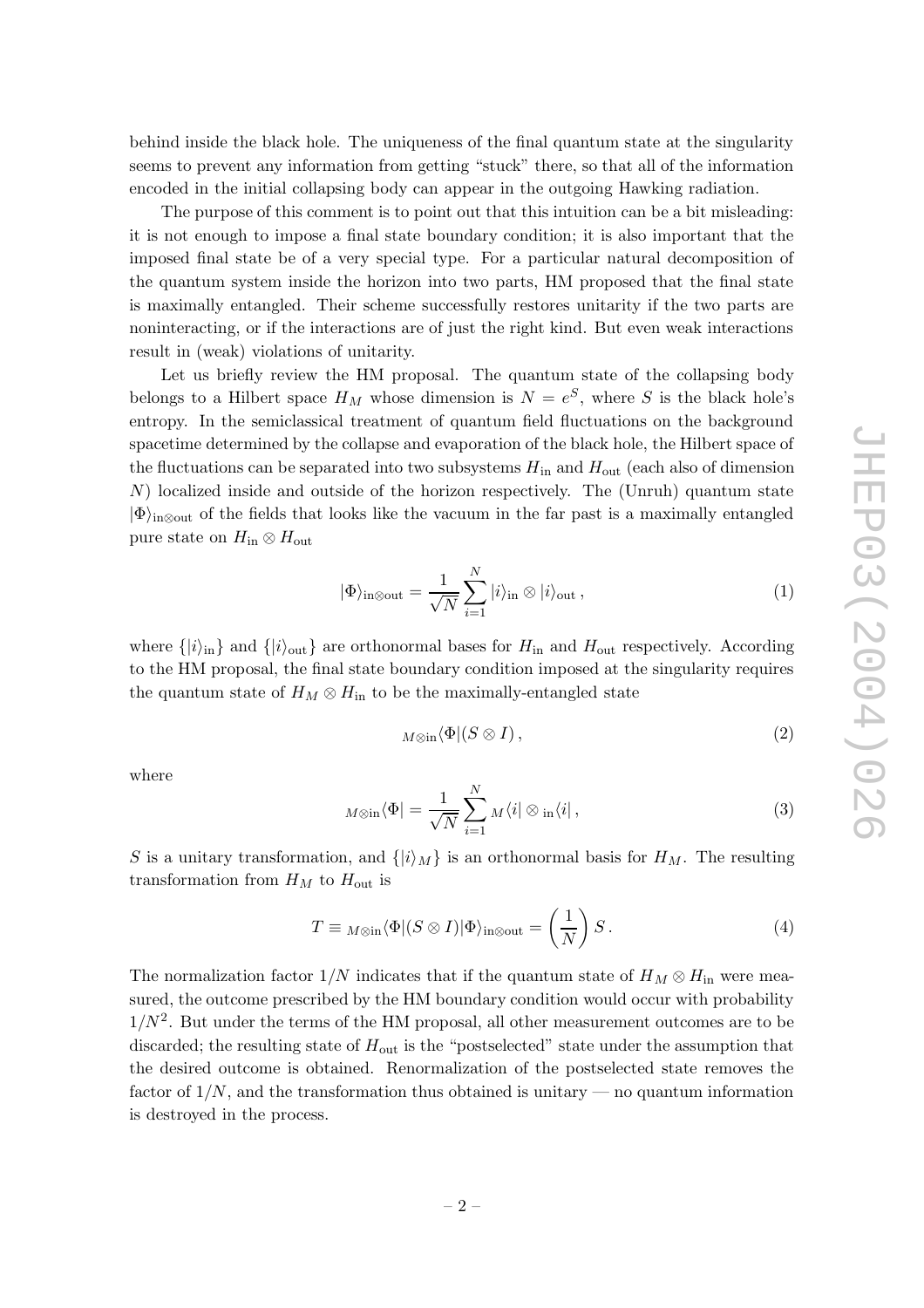behind inside the black hole. The uniqueness of the final quantum state at the singularity seems to prevent any information from getting "stuck" there, so that all of the information encoded in the initial collapsing body can appear in the outgoing Hawking radiation.

The purpose of this comment is to point out that this intuition can be a bit misleading: it is not enough to impose a final state boundary condition; it is also important that the imposed final state be of a very special type. For a particular natural decomposition of the quantum system inside the horizon into two parts, HM proposed that the final state is maximally entangled. Their scheme successfully restores unitarity if the two parts are noninteracting, or if the interactions are of just the right kind. But even weak interactions result in (weak) violations of unitarity.

Let us briefly review the HM proposal. The quantum state of the collapsing body belongs to a Hilbert space $H_M$ whose dimension is $N = e^S$, where $S$ is the black hole's entropy. In the semiclassical treatment of quantum field fluctuations on the background spacetime determined by the collapse and evaporation of the black hole, the Hilbert space of the fluctuations can be separated into two subsystems $H_{\rm in}$ and $H_{\rm out}$ (each also of dimension $N$) localized inside and outside of the horizon respectively. The (Unruh) quantum state $|\Phi\rangle_{\rm in\otimes out}$ of the fields that looks like the vacuum in the far past is a maximally entangled pure state on $H_{\rm in} \otimes H_{\rm out}$

$$|\Phi\rangle_{\rm in\otimes out} = \frac{1}{\sqrt{N}} \sum_{i=1}^{N} |i\rangle_{\rm in} \otimes |i\rangle_{\rm out}\,, \tag{1}$$

where $\{|i\rangle_{\rm in}\}$ and $\{|i\rangle_{\rm out}\}$ are orthonormal bases for $H_{\rm in}$ and $H_{\rm out}$ respectively. According to the HM proposal, the final state boundary condition imposed at the singularity requires the quantum state of $H_M \otimes H_{\rm in}$ to be the maximally-entangled state

$${}_{M\otimes {\rm in}}\langle\Phi|(S \otimes I)\,, \tag{2}$$

where

$${}_{M\otimes {\rm in}}\langle\Phi| = \frac{1}{\sqrt{N}} \sum_{i=1}^{N} {}_M\langle i| \otimes {}_{\rm in}\langle i|\,, \tag{3}$$

$S$ is a unitary transformation, and $\{|i\rangle_M\}$ is an orthonormal basis for $H_M$. The resulting transformation from $H_M$ to $H_{\rm out}$ is

$$T \equiv {}_{M\otimes {\rm in}}\langle\Phi|(S \otimes I)|\Phi\rangle_{\rm in\otimes out} = \left(\frac{1}{N}\right) S\,. \tag{4}$$

The normalization factor $1/N$ indicates that if the quantum state of $H_M \otimes H_{\rm in}$ were measured, the outcome prescribed by the HM boundary condition would occur with probability $1/N^2$. But under the terms of the HM proposal, all other measurement outcomes are to be discarded; the resulting state of $H_{\rm out}$ is the "postselected" state under the assumption that the desired outcome is obtained. Renormalization of the postselected state removes the factor of $1/N$, and the transformation thus obtained is unitary — no quantum information is destroyed in the process.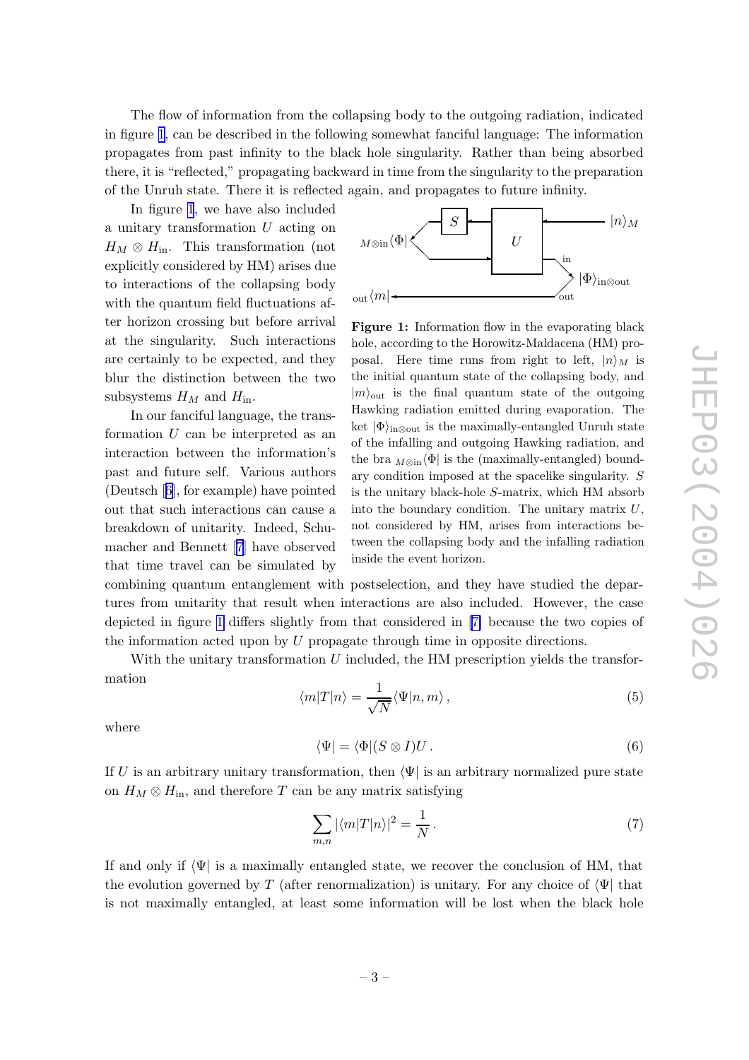The flow of information from the collapsing body to the outgoing radiation, indicated in figure 1, can be described in the following somewhat fanciful language: The information propagates from past infinity to the black hole singularity. Rather than being absorbed there, it is "reflected," propagating backward in time from the singularity to the preparation of the Unruh state. There it is reflected again, and propagates to future infinity.

In figure 1, we have also included a unitary transformation $U$ acting on $H_M \otimes H_{\rm in}$. This transformation (not explicitly considered by HM) arises due to interactions of the collapsing body with the quantum field fluctuations after horizon crossing but before arrival at the singularity. Such interactions are certainly to be expected, and they blur the distinction between the two subsystems $H_M$ and $H_{\rm in}$.

In our fanciful language, the transformation $U$ can be interpreted as an interaction between the information's past and future self. Various authors (Deutsch [6], for example) have pointed out that such interactions can cause a breakdown of unitarity. Indeed, Schumacher and Bennett [7] have observed that time travel can be simulated by combining quantum entanglement with postselection, and they have studied the departures from unitarity that result when interactions are also included. However, the case depicted in figure 1 differs slightly from that considered in [7] because the two copies of the information acted upon by $U$ propagate through time in opposite directions.

$_{M\otimes \rm in}\langle\Phi|$

$S$

$U$

$|n\rangle_M$

in

$|\Phi\rangle_{\rm in\otimes out}$

out

$_{\rm out}\langle m|$

**Figure 1:** Information flow in the evaporating black hole, according to the Horowitz-Maldacena (HM) proposal. Here time runs from right to left, $|n\rangle_M$ is the initial quantum state of the collapsing body, and $|m\rangle_{\rm out}$ is the final quantum state of the outgoing Hawking radiation emitted during evaporation. The ket $|\Phi\rangle_{\rm in\otimes out}$ is the maximally-entangled Unruh state of the infalling and outgoing Hawking radiation, and the bra $_{M\otimes \rm in}\langle\Phi|$ is the (maximally-entangled) boundary condition imposed at the spacelike singularity. $S$ is the unitary black-hole $S$-matrix, which HM absorb into the boundary condition. The unitary matrix $U$, not considered by HM, arises from interactions between the collapsing body and the infalling radiation inside the event horizon.

With the unitary transformation $U$ included, the HM prescription yields the transformation

$$\langle m|T|n\rangle = \frac{1}{\sqrt{N}}\langle \Psi|n,m\rangle\,, \tag{5}$$

where

$$\langle\Psi| = \langle\Phi|(S\otimes I)U\,. \tag{6}$$

If $U$ is an arbitrary unitary transformation, then $\langle\Psi|$ is an arbitrary normalized pure state on $H_M \otimes H_{\rm in}$, and therefore $T$ can be any matrix satisfying

$$\sum_{m,n} |\langle m|T|n\rangle|^2 = \frac{1}{N}\,. \tag{7}$$

If and only if $\langle\Psi|$ is a maximally entangled state, we recover the conclusion of HM, that the evolution governed by $T$ (after renormalization) is unitary. For any choice of $\langle\Psi|$ that is not maximally entangled, at least some information will be lost when the black hole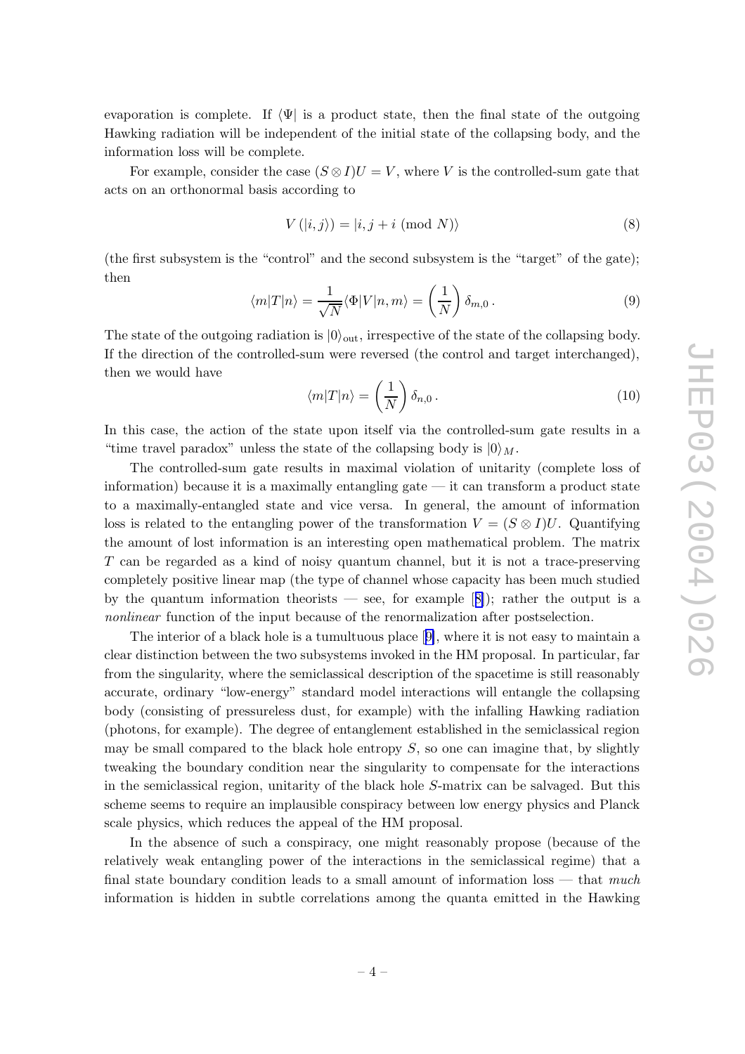evaporation is complete. If $\langle\Psi|$ is a product state, then the final state of the outgoing Hawking radiation will be independent of the initial state of the collapsing body, and the information loss will be complete.

For example, consider the case $(S \otimes I)U = V$, where $V$ is the controlled-sum gate that acts on an orthonormal basis according to

$$V(|i,j\rangle) = |i, j + i \ (\mathrm{mod}\ N)\rangle \tag{8}$$

(the first subsystem is the "control" and the second subsystem is the "target" of the gate); then

$$\langle m|T|n\rangle = \frac{1}{\sqrt{N}}\langle\Phi|V|n,m\rangle = \left(\frac{1}{N}\right)\delta_{m,0}\,. \tag{9}$$

The state of the outgoing radiation is $|0\rangle_{\mathrm{out}}$, irrespective of the state of the collapsing body. If the direction of the controlled-sum were reversed (the control and target interchanged), then we would have

$$\langle m|T|n\rangle = \left(\frac{1}{N}\right)\delta_{n,0}\,. \tag{10}$$

In this case, the action of the state upon itself via the controlled-sum gate results in a "time travel paradox" unless the state of the collapsing body is $|0\rangle_M$.

The controlled-sum gate results in maximal violation of unitarity (complete loss of information) because it is a maximally entangling gate — it can transform a product state to a maximally-entangled state and vice versa. In general, the amount of information loss is related to the entangling power of the transformation $V = (S \otimes I)U$. Quantifying the amount of lost information is an interesting open mathematical problem. The matrix $T$ can be regarded as a kind of noisy quantum channel, but it is not a trace-preserving completely positive linear map (the type of channel whose capacity has been much studied by the quantum information theorists — see, for example [8]); rather the output is a *nonlinear* function of the input because of the renormalization after postselection.

The interior of a black hole is a tumultuous place [9], where it is not easy to maintain a clear distinction between the two subsystems invoked in the HM proposal. In particular, far from the singularity, where the semiclassical description of the spacetime is still reasonably accurate, ordinary "low-energy" standard model interactions will entangle the collapsing body (consisting of pressureless dust, for example) with the infalling Hawking radiation (photons, for example). The degree of entanglement established in the semiclassical region may be small compared to the black hole entropy $S$, so one can imagine that, by slightly tweaking the boundary condition near the singularity to compensate for the interactions in the semiclassical region, unitarity of the black hole $S$-matrix can be salvaged. But this scheme seems to require an implausible conspiracy between low energy physics and Planck scale physics, which reduces the appeal of the HM proposal.

In the absence of such a conspiracy, one might reasonably propose (because of the relatively weak entangling power of the interactions in the semiclassical regime) that a final state boundary condition leads to a small amount of information loss — that *much* information is hidden in subtle correlations among the quanta emitted in the Hawking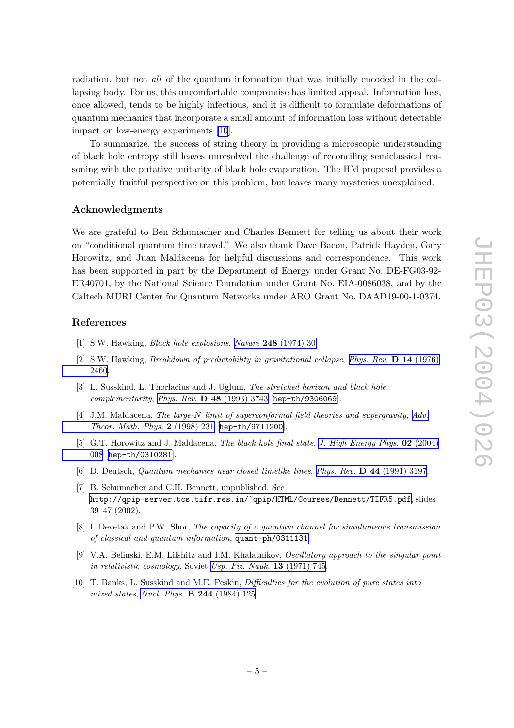radiation, but not *all* of the quantum information that was initially encoded in the collapsing body. For us, this uncomfortable compromise has limited appeal. Information loss, once allowed, tends to be highly infectious, and it is difficult to formulate deformations of quantum mechanics that incorporate a small amount of information loss without detectable impact on low-energy experiments [10].

To summarize, the success of string theory in providing a microscopic understanding of black hole entropy still leaves unresolved the challenge of reconciling semiclassical reasoning with the putative unitarity of black hole evaporation. The HM proposal provides a potentially fruitful perspective on this problem, but leaves many mysteries unexplained.

## Acknowledgments

We are grateful to Ben Schumacher and Charles Bennett for telling us about their work on "conditional quantum time travel." We also thank Dave Bacon, Patrick Hayden, Gary Horowitz, and Juan Maldacena for helpful discussions and correspondence. This work has been supported in part by the Department of Energy under Grant No. DE-FG03-92-ER40701, by the National Science Foundation under Grant No. EIA-0086038, and by the Caltech MURI Center for Quantum Networks under ARO Grant No. DAAD19-00-1-0374.

## References

[1] S.W. Hawking, *Black hole explosions*, *Nature* **248** (1974) 30.

[2] S.W. Hawking, *Breakdown of predictability in gravitational collapse*, *Phys. Rev.* **D 14** (1976) 2460.

[3] L. Susskind, L. Thorlacius and J. Uglum, *The stretched horizon and black hole complementarity*, *Phys. Rev.* **D 48** (1993) 3743 [hep-th/9306069].

[4] J.M. Maldacena, *The large-N limit of superconformal field theories and supergravity*, *Adv. Theor. Math. Phys.* **2** (1998) 231 [hep-th/9711200].

[5] G.T. Horowitz and J. Maldacena, *The black hole final state*, *J. High Energy Phys.* **02** (2004) 008 [hep-th/0310281].

[6] D. Deutsch, *Quantum mechanics near closed timelike lines*, *Phys. Rev.* **D 44** (1991) 3197.

[7] B. Schumacher and C.H. Bennett, unpublished. See http://qpip-server.tcs.tifr.res.in/~qpip/HTML/Courses/Bennett/TIFR5.pdf, slides 39–47 (2002).

[8] I. Devetak and P.W. Shor, *The capacity of a quantum channel for simultaneous transmission of classical and quantum information*, quant-ph/0311131.

[9] V.A. Belinski, E.M. Lifshitz and I.M. Khalatnikov, *Oscillatory approach to the singular point in relativistic cosmology*, Soviet *Usp. Fiz. Nauk.* **13** (1971) 745.

[10] T. Banks, L. Susskind and M.E. Peskin, *Difficulties for the evolution of pure states into mixed states*, *Nucl. Phys.* **B 244** (1984) 125.